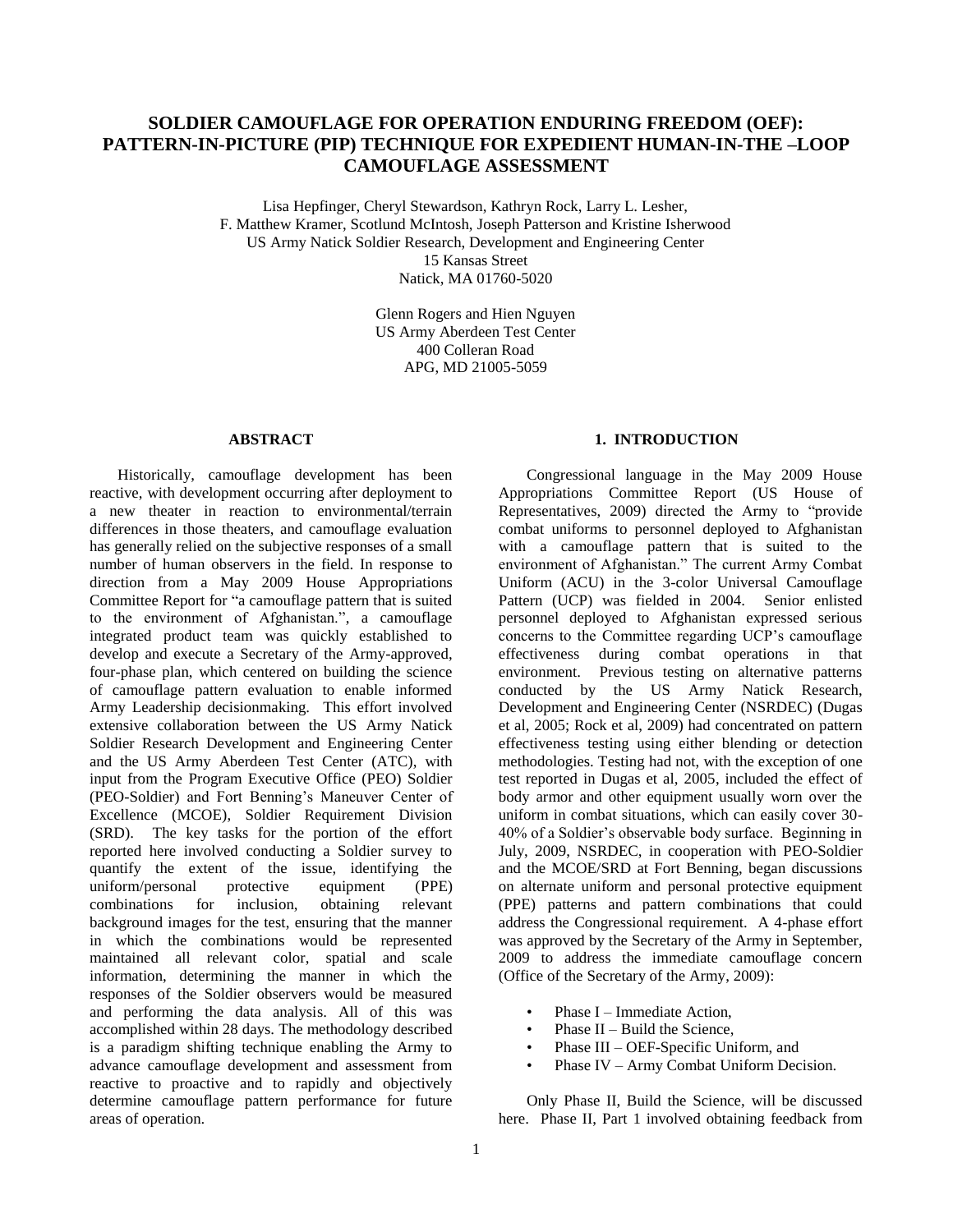# SOLDIER CAMOUFLAGE FOR OPERATION ENDURING FREEDOM (OEF): PATTERN-IN-PICTURE (PIP) TECHNIQUE FOR EXPEDIENT HUMAN-IN-THE –LOOP CAMOUFLAGE ASSESSMENT

Lisa Hepfinger, Cheryl Stewardson, Kathryn Rock, Larry L. Lesher,
F. Matthew Kramer, Scotlund McIntosh, Joseph Patterson and Kristine Isherwood
US Army Natick Soldier Research, Development and Engineering Center
15 Kansas Street
Natick, MA 01760-5020

Glenn Rogers and Hien Nguyen
US Army Aberdeen Test Center
400 Colleran Road
APG, MD 21005-5059

## ABSTRACT

Historically, camouflage development has been reactive, with development occurring after deployment to a new theater in reaction to environmental/terrain differences in those theaters, and camouflage evaluation has generally relied on the subjective responses of a small number of human observers in the field. In response to direction from a May 2009 House Appropriations Committee Report for "a camouflage pattern that is suited to the environment of Afghanistan.", a camouflage integrated product team was quickly established to develop and execute a Secretary of the Army-approved, four-phase plan, which centered on building the science of camouflage pattern evaluation to enable informed Army Leadership decisionmaking. This effort involved extensive collaboration between the US Army Natick Soldier Research Development and Engineering Center and the US Army Aberdeen Test Center (ATC), with input from the Program Executive Office (PEO) Soldier (PEO-Soldier) and Fort Benning's Maneuver Center of Excellence (MCOE), Soldier Requirement Division (SRD). The key tasks for the portion of the effort reported here involved conducting a Soldier survey to quantify the extent of the issue, identifying the uniform/personal protective equipment (PPE) combinations for inclusion, obtaining relevant background images for the test, ensuring that the manner in which the combinations would be represented maintained all relevant color, spatial and scale information, determining the manner in which the responses of the Soldier observers would be measured and performing the data analysis. All of this was accomplished within 28 days. The methodology described is a paradigm shifting technique enabling the Army to advance camouflage development and assessment from reactive to proactive and to rapidly and objectively determine camouflage pattern performance for future areas of operation.

## 1. INTRODUCTION

Congressional language in the May 2009 House Appropriations Committee Report (US House of Representatives, 2009) directed the Army to "provide combat uniforms to personnel deployed to Afghanistan with a camouflage pattern that is suited to the environment of Afghanistan." The current Army Combat Uniform (ACU) in the 3-color Universal Camouflage Pattern (UCP) was fielded in 2004. Senior enlisted personnel deployed to Afghanistan expressed serious concerns to the Committee regarding UCP's camouflage effectiveness during combat operations in that environment. Previous testing on alternative patterns conducted by the US Army Natick Research, Development and Engineering Center (NSRDEC) (Dugas et al, 2005; Rock et al, 2009) had concentrated on pattern effectiveness testing using either blending or detection methodologies. Testing had not, with the exception of one test reported in Dugas et al, 2005, included the effect of body armor and other equipment usually worn over the uniform in combat situations, which can easily cover 30-40% of a Soldier's observable body surface. Beginning in July, 2009, NSRDEC, in cooperation with PEO-Soldier and the MCOE/SRD at Fort Benning, began discussions on alternate uniform and personal protective equipment (PPE) patterns and pattern combinations that could address the Congressional requirement. A 4-phase effort was approved by the Secretary of the Army in September, 2009 to address the immediate camouflage concern (Office of the Secretary of the Army, 2009):

- Phase I – Immediate Action,
- Phase II – Build the Science,
- Phase III – OEF-Specific Uniform, and
- Phase IV – Army Combat Uniform Decision.

Only Phase II, Build the Science, will be discussed here. Phase II, Part 1 involved obtaining feedback from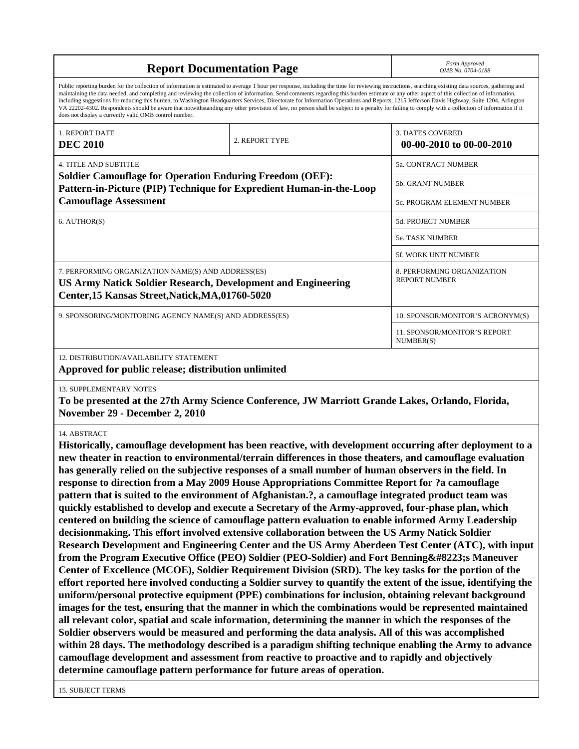# Report Documentation Page

*Form Approved*
*OMB No. 0704-0188*

Public reporting burden for the collection of information is estimated to average 1 hour per response, including the time for reviewing instructions, searching existing data sources, gathering and maintaining the data needed, and completing and reviewing the collection of information. Send comments regarding this burden estimate or any other aspect of this collection of information, including suggestions for reducing this burden, to Washington Headquarters Services, Directorate for Information Operations and Reports, 1215 Jefferson Davis Highway, Suite 1204, Arlington VA 22202-4302. Respondents should be aware that notwithstanding any other provision of law, no person shall be subject to a penalty for failing to comply with a collection of information if it does not display a currently valid OMB control number.

| 1. REPORT DATE | 2. REPORT TYPE | 3. DATES COVERED |
|---|---|---|
| **DEC 2010** | | **00-00-2010 to 00-00-2010** |

| 4. TITLE AND SUBTITLE | |
|---|---|
| **Soldier Camouflage for Operation Enduring Freedom (OEF): Pattern-in-Picture (PIP) Technique for Expredient Human-in-the-Loop Camouflage Assessment** | 5a. CONTRACT NUMBER |
| | 5b. GRANT NUMBER |
| | 5c. PROGRAM ELEMENT NUMBER |
| 6. AUTHOR(S) | 5d. PROJECT NUMBER |
| | 5e. TASK NUMBER |
| | 5f. WORK UNIT NUMBER |
| 7. PERFORMING ORGANIZATION NAME(S) AND ADDRESS(ES) **US Army Natick Soldier Research, Development and Engineering Center,15 Kansas Street,Natick,MA,01760-5020** | 8. PERFORMING ORGANIZATION REPORT NUMBER |
| 9. SPONSORING/MONITORING AGENCY NAME(S) AND ADDRESS(ES) | 10. SPONSOR/MONITOR'S ACRONYM(S) |
| | 11. SPONSOR/MONITOR'S REPORT NUMBER(S) |

12. DISTRIBUTION/AVAILABILITY STATEMENT

**Approved for public release; distribution unlimited**

13. SUPPLEMENTARY NOTES

**To be presented at the 27th Army Science Conference, JW Marriott Grande Lakes, Orlando, Florida, November 29 - December 2, 2010**

14. ABSTRACT

**Historically, camouflage development has been reactive, with development occurring after deployment to a new theater in reaction to environmental/terrain differences in those theaters, and camouflage evaluation has generally relied on the subjective responses of a small number of human observers in the field. In response to direction from a May 2009 House Appropriations Committee Report for ?a camouflage pattern that is suited to the environment of Afghanistan.?, a camouflage integrated product team was quickly established to develop and execute a Secretary of the Army-approved, four-phase plan, which centered on building the science of camouflage pattern evaluation to enable informed Army Leadership decisionmaking. This effort involved extensive collaboration between the US Army Natick Soldier Research Development and Engineering Center and the US Army Aberdeen Test Center (ATC), with input from the Program Executive Office (PEO) Soldier (PEO-Soldier) and Fort Benning&#8223;s Maneuver Center of Excellence (MCOE), Soldier Requirement Division (SRD). The key tasks for the portion of the effort reported here involved conducting a Soldier survey to quantify the extent of the issue, identifying the uniform/personal protective equipment (PPE) combinations for inclusion, obtaining relevant background images for the test, ensuring that the manner in which the combinations would be represented maintained all relevant color, spatial and scale information, determining the manner in which the responses of the Soldier observers would be measured and performing the data analysis. All of this was accomplished within 28 days. The methodology described is a paradigm shifting technique enabling the Army to advance camouflage development and assessment from reactive to proactive and to rapidly and objectively determine camouflage pattern performance for future areas of operation.**

15. SUBJECT TERMS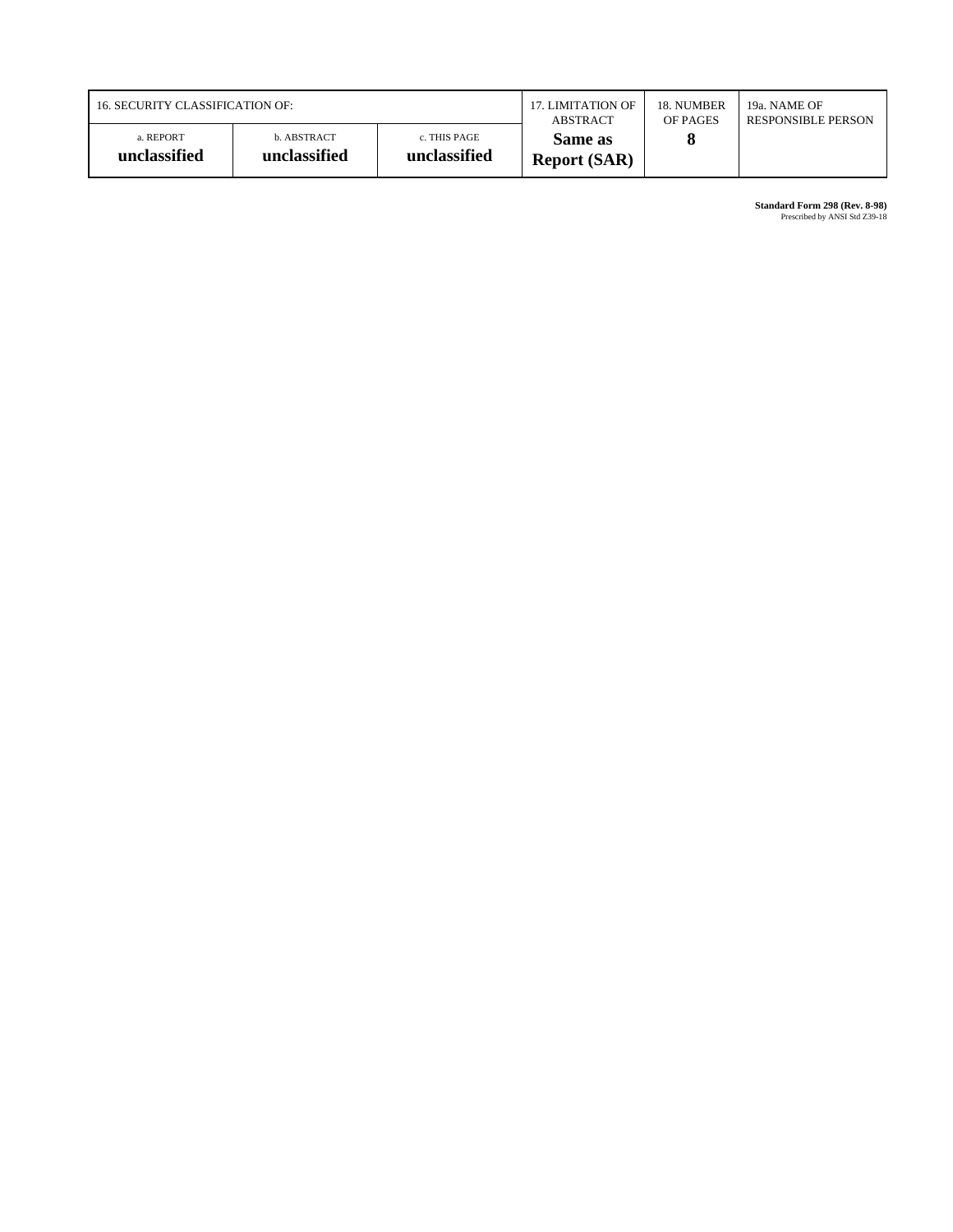| 16. SECURITY CLASSIFICATION OF: | | | 17. LIMITATION OF ABSTRACT | 18. NUMBER OF PAGES | 19a. NAME OF RESPONSIBLE PERSON |
|---|---|---|---|---|---|
| a. REPORT **unclassified** | b. ABSTRACT **unclassified** | c. THIS PAGE **unclassified** | **Same as Report (SAR)** | **8** | |

**Standard Form 298 (Rev. 8-98)**
Prescribed by ANSI Std Z39-18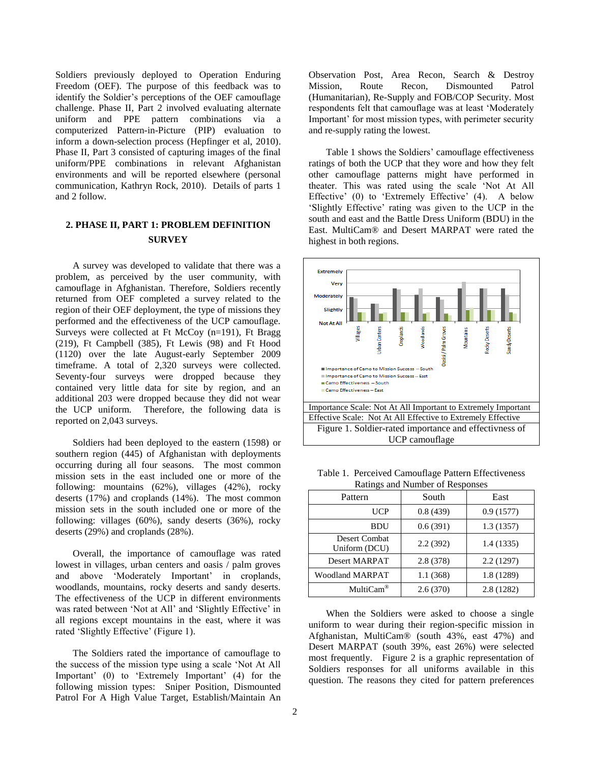Soldiers previously deployed to Operation Enduring Freedom (OEF). The purpose of this feedback was to identify the Soldier's perceptions of the OEF camouflage challenge. Phase II, Part 2 involved evaluating alternate uniform and PPE pattern combinations via a computerized Pattern-in-Picture (PIP) evaluation to inform a down-selection process (Hepfinger et al, 2010). Phase II, Part 3 consisted of capturing images of the final uniform/PPE combinations in relevant Afghanistan environments and will be reported elsewhere (personal communication, Kathryn Rock, 2010). Details of parts 1 and 2 follow.

## 2. PHASE II, PART 1: PROBLEM DEFINITION SURVEY

A survey was developed to validate that there was a problem, as perceived by the user community, with camouflage in Afghanistan. Therefore, Soldiers recently returned from OEF completed a survey related to the region of their OEF deployment, the type of missions they performed and the effectiveness of the UCP camouflage. Surveys were collected at Ft McCoy (n=191), Ft Bragg (219), Ft Campbell (385), Ft Lewis (98) and Ft Hood (1120) over the late August-early September 2009 timeframe. A total of 2,320 surveys were collected. Seventy-four surveys were dropped because they contained very little data for site by region, and an additional 203 were dropped because they did not wear the UCP uniform. Therefore, the following data is reported on 2,043 surveys.

Soldiers had been deployed to the eastern (1598) or southern region (445) of Afghanistan with deployments occurring during all four seasons. The most common mission sets in the east included one or more of the following: mountains (62%), villages (42%), rocky deserts (17%) and croplands (14%). The most common mission sets in the south included one or more of the following: villages (60%), sandy deserts (36%), rocky deserts (29%) and croplands (28%).

Overall, the importance of camouflage was rated lowest in villages, urban centers and oasis / palm groves and above 'Moderately Important' in croplands, woodlands, mountains, rocky deserts and sandy deserts. The effectiveness of the UCP in different environments was rated between 'Not at All' and 'Slightly Effective' in all regions except mountains in the east, where it was rated 'Slightly Effective' (Figure 1).

The Soldiers rated the importance of camouflage to the success of the mission type using a scale 'Not At All Important' (0) to 'Extremely Important' (4) for the following mission types: Sniper Position, Dismounted Patrol For A High Value Target, Establish/Maintain An Observation Post, Area Recon, Search & Destroy Mission, Route Recon, Dismounted Patrol (Humanitarian), Re-Supply and FOB/COP Security. Most respondents felt that camouflage was at least 'Moderately Important' for most mission types, with perimeter security and re-supply rating the lowest.

Table 1 shows the Soldiers' camouflage effectiveness ratings of both the UCP that they wore and how they felt other camouflage patterns might have performed in theater. This was rated using the scale 'Not At All Effective' (0) to 'Extremely Effective' (4). A below 'Slightly Effective' rating was given to the UCP in the south and east and the Battle Dress Uniform (BDU) in the East. MultiCam® and Desert MARPAT were rated the highest in both regions.

Importance Scale: Not At All Important to Extremely Important
Effective Scale: Not At All Effective to Extremely Effective

Figure 1. Soldier-rated importance and effectivness of UCP camouflage

Table 1. Perceived Camouflage Pattern Effectiveness Ratings and Number of Responses

| Pattern | South | East |
|---|---|---|
| UCP | 0.8 (439) | 0.9 (1577) |
| BDU | 0.6 (391) | 1.3 (1357) |
| Desert Combat Uniform (DCU) | 2.2 (392) | 1.4 (1335) |
| Desert MARPAT | 2.8 (378) | 2.2 (1297) |
| Woodland MARPAT | 1.1 (368) | 1.8 (1289) |
| MultiCam® | 2.6 (370) | 2.8 (1282) |

When the Soldiers were asked to choose a single uniform to wear during their region-specific mission in Afghanistan, MultiCam® (south 43%, east 47%) and Desert MARPAT (south 39%, east 26%) were selected most frequently. Figure 2 is a graphic representation of Soldiers responses for all uniforms available in this question. The reasons they cited for pattern preferences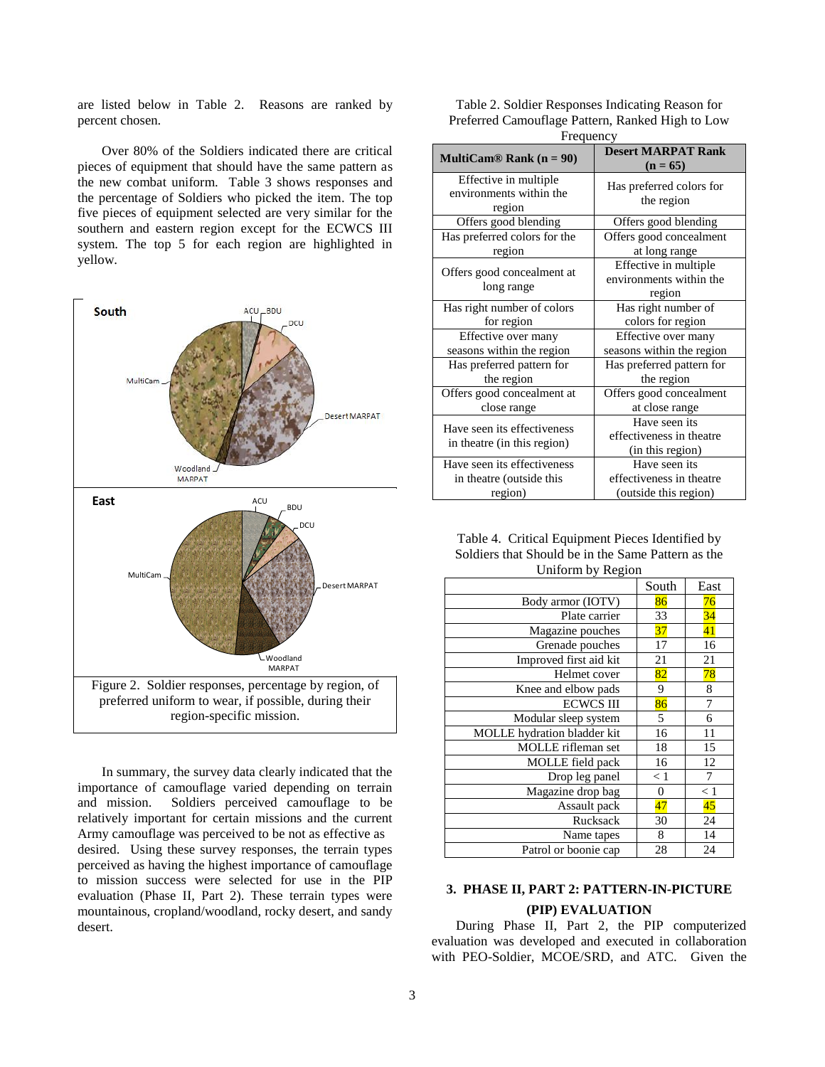are listed below in Table 2. Reasons are ranked by percent chosen.

Over 80% of the Soldiers indicated there are critical pieces of equipment that should have the same pattern as the new combat uniform. Table 3 shows responses and the percentage of Soldiers who picked the item. The top five pieces of equipment selected are very similar for the southern and eastern region except for the ECWCS III system. The top 5 for each region are highlighted in yellow.

Figure 2. Soldier responses, percentage by region, of preferred uniform to wear, if possible, during their region-specific mission.

In summary, the survey data clearly indicated that the importance of camouflage varied depending on terrain and mission. Soldiers perceived camouflage to be relatively important for certain missions and the current Army camouflage was perceived to be not as effective as desired. Using these survey responses, the terrain types perceived as having the highest importance of camouflage to mission success were selected for use in the PIP evaluation (Phase II, Part 2). These terrain types were mountainous, cropland/woodland, rocky desert, and sandy desert.

Table 2. Soldier Responses Indicating Reason for Preferred Camouflage Pattern, Ranked High to Low Frequency

| MultiCam® Rank (n = 90) | Desert MARPAT Rank (n = 65) |
|---|---|
| Effective in multiple environments within the region | Has preferred colors for the region |
| Offers good blending | Offers good blending |
| Has preferred colors for the region | Offers good concealment at long range |
| Offers good concealment at long range | Effective in multiple environments within the region |
| Has right number of colors for region | Has right number of colors for region |
| Effective over many seasons within the region | Effective over many seasons within the region |
| Has preferred pattern for the region | Has preferred pattern for the region |
| Offers good concealment at close range | Offers good concealment at close range |
| Have seen its effectiveness in theatre (in this region) | Have seen its effectiveness in theatre (in this region) |
| Have seen its effectiveness in theatre (outside this region) | Have seen its effectiveness in theatre (outside this region) |

Table 4. Critical Equipment Pieces Identified by Soldiers that Should be in the Same Pattern as the Uniform by Region

| | South | East |
|---|---|---|
| Body armor (IOTV) | 86 | 76 |
| Plate carrier | 33 | 34 |
| Magazine pouches | 37 | 41 |
| Grenade pouches | 17 | 16 |
| Improved first aid kit | 21 | 21 |
| Helmet cover | 82 | 78 |
| Knee and elbow pads | 9 | 8 |
| ECWCS III | 86 | 7 |
| Modular sleep system | 5 | 6 |
| MOLLE hydration bladder kit | 16 | 11 |
| MOLLE rifleman set | 18 | 15 |
| MOLLE field pack | 16 | 12 |
| Drop leg panel | < 1 | 7 |
| Magazine drop bag | 0 | < 1 |
| Assault pack | 47 | 45 |
| Rucksack | 30 | 24 |
| Name tapes | 8 | 14 |
| Patrol or boonie cap | 28 | 24 |

## 3. PHASE II, PART 2: PATTERN-IN-PICTURE (PIP) EVALUATION

During Phase II, Part 2, the PIP computerized evaluation was developed and executed in collaboration with PEO-Soldier, MCOE/SRD, and ATC. Given the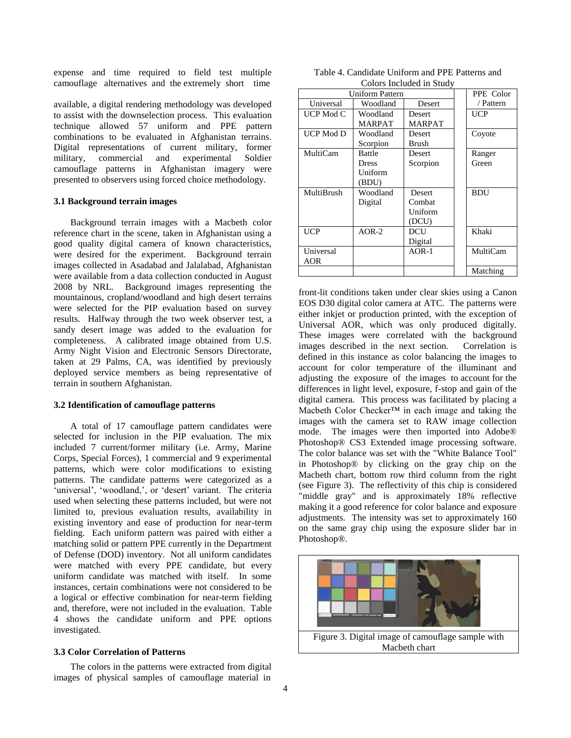expense and time required to field test multiple camouflage alternatives and the extremely short time available, a digital rendering methodology was developed to assist with the downselection process. This evaluation technique allowed 57 uniform and PPE pattern combinations to be evaluated in Afghanistan terrains. Digital representations of current military, former military, commercial and experimental Soldier camouflage patterns in Afghanistan imagery were presented to observers using forced choice methodology.

### 3.1 Background terrain images

Background terrain images with a Macbeth color reference chart in the scene, taken in Afghanistan using a good quality digital camera of known characteristics, were desired for the experiment. Background terrain images collected in Asadabad and Jalalabad, Afghanistan were available from a data collection conducted in August 2008 by NRL. Background images representing the mountainous, cropland/woodland and high desert terrains were selected for the PIP evaluation based on survey results. Halfway through the two week observer test, a sandy desert image was added to the evaluation for completeness. A calibrated image obtained from U.S. Army Night Vision and Electronic Sensors Directorate, taken at 29 Palms, CA, was identified by previously deployed service members as being representative of terrain in southern Afghanistan.

### 3.2 Identification of camouflage patterns

A total of 17 camouflage pattern candidates were selected for inclusion in the PIP evaluation. The mix included 7 current/former military (i.e. Army, Marine Corps, Special Forces), 1 commercial and 9 experimental patterns, which were color modifications to existing patterns. The candidate patterns were categorized as a 'universal', 'woodland,', or 'desert' variant. The criteria used when selecting these patterns included, but were not limited to, previous evaluation results, availability in existing inventory and ease of production for near-term fielding. Each uniform pattern was paired with either a matching solid or pattern PPE currently in the Department of Defense (DOD) inventory. Not all uniform candidates were matched with every PPE candidate, but every uniform candidate was matched with itself. In some instances, certain combinations were not considered to be a logical or effective combination for near-term fielding and, therefore, were not included in the evaluation. Table 4 shows the candidate uniform and PPE options investigated.

Table 4. Candidate Uniform and PPE Patterns and Colors Included in Study

| Uniform Pattern | | | PPE Color / Pattern |
|---|---|---|---|
| Universal | Woodland | Desert | |
| UCP Mod C | Woodland MARPAT | Desert MARPAT | UCP |
| UCP Mod D | Woodland Scorpion | Desert Brush | Coyote |
| MultiCam | Battle Dress Uniform (BDU) | Desert Scorpion | Ranger Green |
| MultiBrush | Woodland Digital | Desert Combat Uniform (DCU) | BDU |
| UCP | AOR-2 | DCU Digital | Khaki |
| Universal AOR | | AOR-1 | MultiCam |
| | | | Matching |

### 3.3 Color Correlation of Patterns

The colors in the patterns were extracted from digital images of physical samples of camouflage material in front-lit conditions taken under clear skies using a Canon EOS D30 digital color camera at ATC. The patterns were either inkjet or production printed, with the exception of Universal AOR, which was only produced digitally. These images were correlated with the background images described in the next section. Correlation is defined in this instance as color balancing the images to account for color temperature of the illuminant and adjusting the exposure of the images to account for the differences in light level, exposure, f-stop and gain of the digital camera. This process was facilitated by placing a Macbeth Color Checker™ in each image and taking the images with the camera set to RAW image collection mode. The images were then imported into Adobe® Photoshop® CS3 Extended image processing software. The color balance was set with the "White Balance Tool" in Photoshop® by clicking on the gray chip on the Macbeth chart, bottom row third column from the right (see Figure 3). The reflectivity of this chip is considered "middle gray" and is approximately 18% reflective making it a good reference for color balance and exposure adjustments. The intensity was set to approximately 160 on the same gray chip using the exposure slider bar in Photoshop®.

Figure 3. Digital image of camouflage sample with Macbeth chart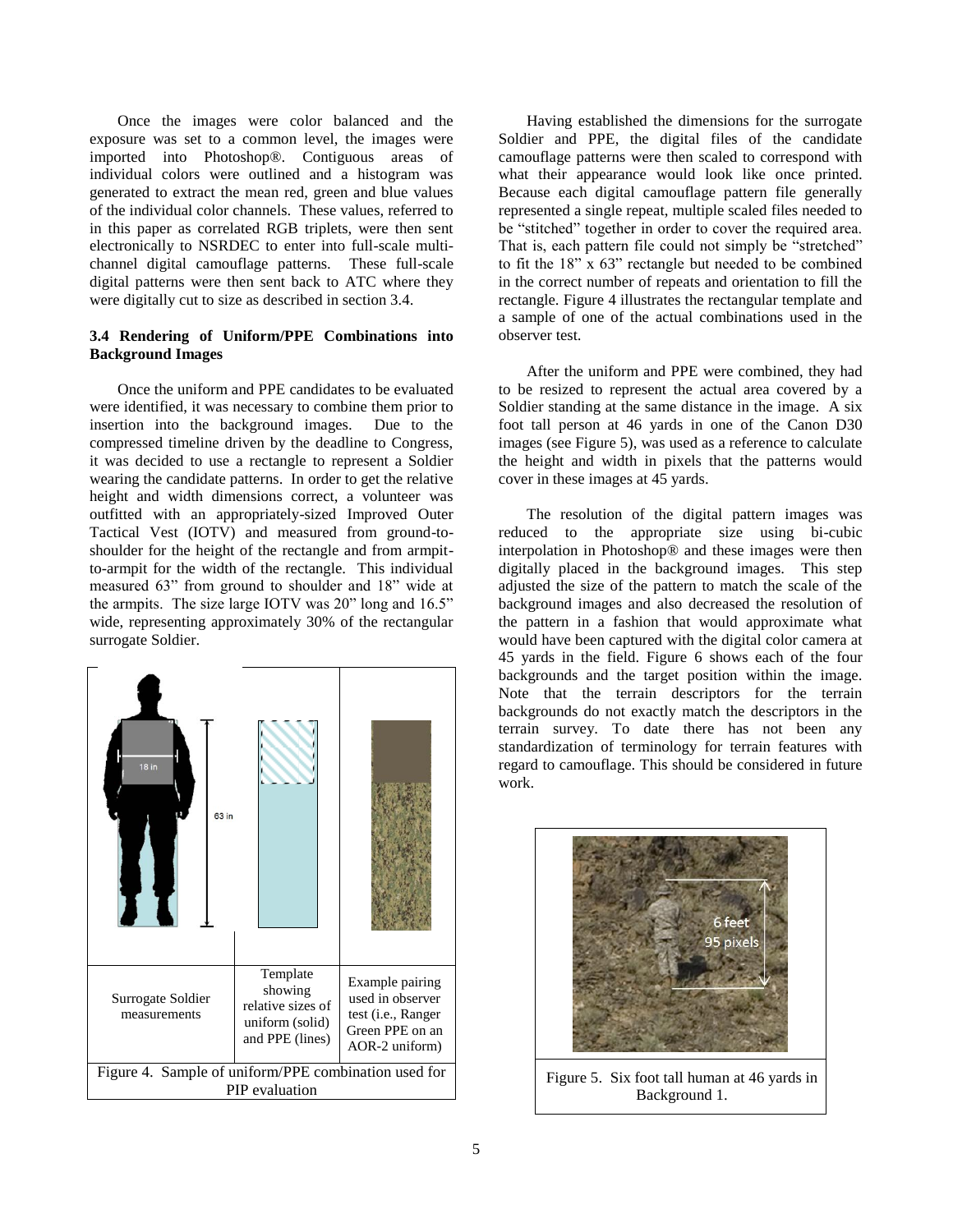Once the images were color balanced and the exposure was set to a common level, the images were imported into Photoshop®. Contiguous areas of individual colors were outlined and a histogram was generated to extract the mean red, green and blue values of the individual color channels. These values, referred to in this paper as correlated RGB triplets, were then sent electronically to NSRDEC to enter into full-scale multi-channel digital camouflage patterns. These full-scale digital patterns were then sent back to ATC where they were digitally cut to size as described in section 3.4.

### 3.4 Rendering of Uniform/PPE Combinations into Background Images

Once the uniform and PPE candidates to be evaluated were identified, it was necessary to combine them prior to insertion into the background images. Due to the compressed timeline driven by the deadline to Congress, it was decided to use a rectangle to represent a Soldier wearing the candidate patterns. In order to get the relative height and width dimensions correct, a volunteer was outfitted with an appropriately-sized Improved Outer Tactical Vest (IOTV) and measured from ground-to-shoulder for the height of the rectangle and from armpit-to-armpit for the width of the rectangle. This individual measured 63" from ground to shoulder and 18" wide at the armpits. The size large IOTV was 20" long and 16.5" wide, representing approximately 30% of the rectangular surrogate Soldier.

| Surrogate Soldier measurements | Template showing relative sizes of uniform (solid) and PPE (lines) | Example pairing used in observer test (i.e., Ranger Green PPE on an AOR-2 uniform) |
|---|---|---|

Figure 4. Sample of uniform/PPE combination used for PIP evaluation

Having established the dimensions for the surrogate Soldier and PPE, the digital files of the candidate camouflage patterns were then scaled to correspond with what their appearance would look like once printed. Because each digital camouflage pattern file generally represented a single repeat, multiple scaled files needed to be "stitched" together in order to cover the required area. That is, each pattern file could not simply be "stretched" to fit the 18" x 63" rectangle but needed to be combined in the correct number of repeats and orientation to fill the rectangle. Figure 4 illustrates the rectangular template and a sample of one of the actual combinations used in the observer test.

After the uniform and PPE were combined, they had to be resized to represent the actual area covered by a Soldier standing at the same distance in the image. A six foot tall person at 46 yards in one of the Canon D30 images (see Figure 5), was used as a reference to calculate the height and width in pixels that the patterns would cover in these images at 45 yards.

The resolution of the digital pattern images was reduced to the appropriate size using bi-cubic interpolation in Photoshop® and these images were then digitally placed in the background images. This step adjusted the size of the pattern to match the scale of the background images and also decreased the resolution of the pattern in a fashion that would approximate what would have been captured with the digital color camera at 45 yards in the field. Figure 6 shows each of the four backgrounds and the target position within the image. Note that the terrain descriptors for the terrain backgrounds do not exactly match the descriptors in the terrain survey. To date there has not been any standardization of terminology for terrain features with regard to camouflage. This should be considered in future work.

Figure 5. Six foot tall human at 46 yards in Background 1.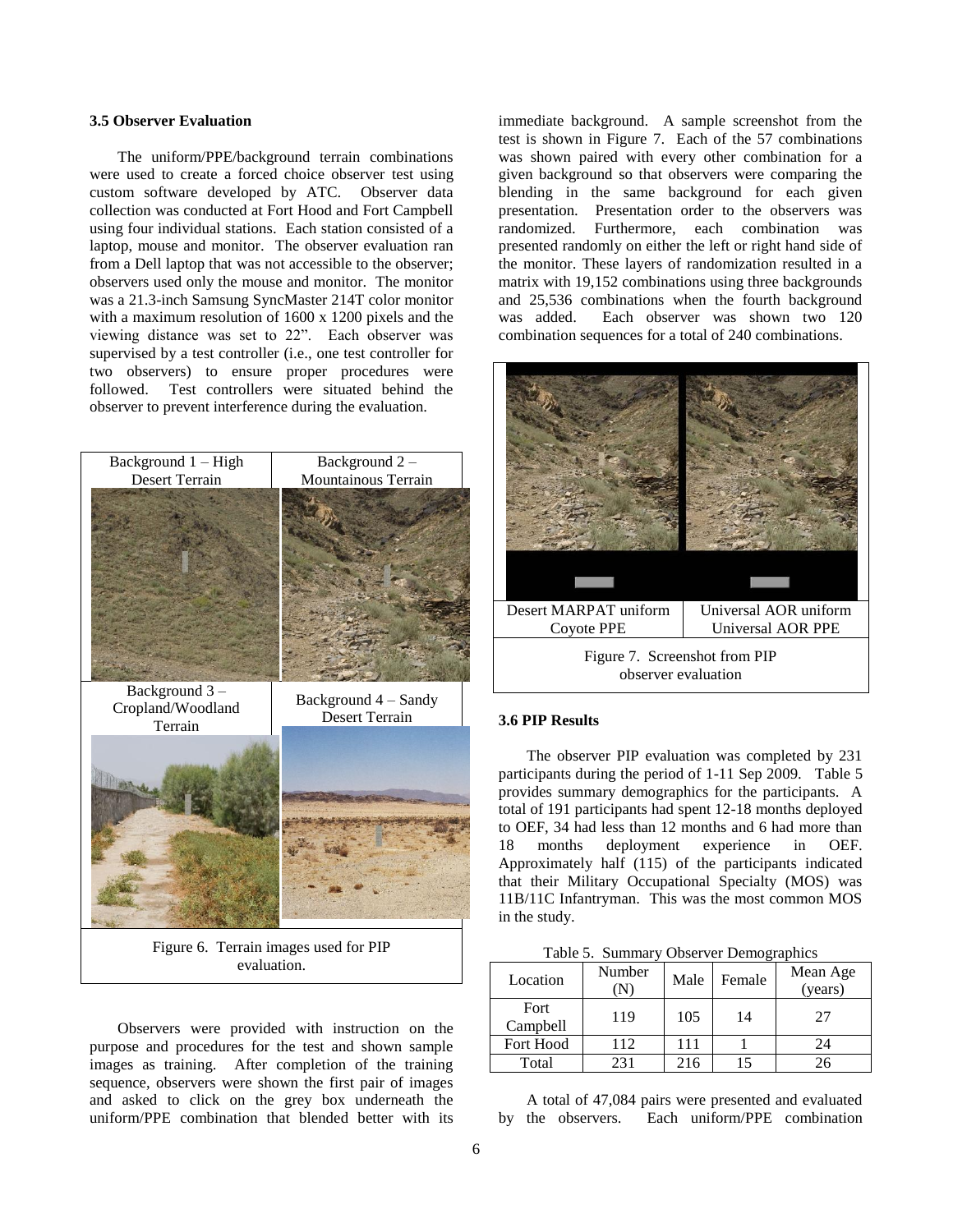### 3.5 Observer Evaluation

The uniform/PPE/background terrain combinations were used to create a forced choice observer test using custom software developed by ATC. Observer data collection was conducted at Fort Hood and Fort Campbell using four individual stations. Each station consisted of a laptop, mouse and monitor. The observer evaluation ran from a Dell laptop that was not accessible to the observer; observers used only the mouse and monitor. The monitor was a 21.3-inch Samsung SyncMaster 214T color monitor with a maximum resolution of 1600 x 1200 pixels and the viewing distance was set to 22". Each observer was supervised by a test controller (i.e., one test controller for two observers) to ensure proper procedures were followed. Test controllers were situated behind the observer to prevent interference during the evaluation.

| Background 1 – High Desert Terrain | Background 2 – Mountainous Terrain |
|---|---|
| Background 3 – Cropland/Woodland Terrain | Background 4 – Sandy Desert Terrain |

Figure 6. Terrain images used for PIP evaluation.

Observers were provided with instruction on the purpose and procedures for the test and shown sample images as training. After completion of the training sequence, observers were shown the first pair of images and asked to click on the grey box underneath the uniform/PPE combination that blended better with its immediate background. A sample screenshot from the test is shown in Figure 7. Each of the 57 combinations was shown paired with every other combination for a given background so that observers were comparing the blending in the same background for each given presentation. Presentation order to the observers was randomized. Furthermore, each combination was presented randomly on either the left or right hand side of the monitor. These layers of randomization resulted in a matrix with 19,152 combinations using three backgrounds and 25,536 combinations when the fourth background was added. Each observer was shown two 120 combination sequences for a total of 240 combinations.

| Desert MARPAT uniform Coyote PPE | Universal AOR uniform Universal AOR PPE |
|---|---|

Figure 7. Screenshot from PIP observer evaluation

### 3.6 PIP Results

The observer PIP evaluation was completed by 231 participants during the period of 1-11 Sep 2009. Table 5 provides summary demographics for the participants. A total of 191 participants had spent 12-18 months deployed to OEF, 34 had less than 12 months and 6 had more than 18 months deployment experience in OEF. Approximately half (115) of the participants indicated that their Military Occupational Specialty (MOS) was 11B/11C Infantryman. This was the most common MOS in the study.

Table 5. Summary Observer Demographics

| Location | Number (N) | Male | Female | Mean Age (years) |
|---|---|---|---|---|
| Fort Campbell | 119 | 105 | 14 | 27 |
| Fort Hood | 112 | 111 | 1 | 24 |
| Total | 231 | 216 | 15 | 26 |

A total of 47,084 pairs were presented and evaluated by the observers. Each uniform/PPE combination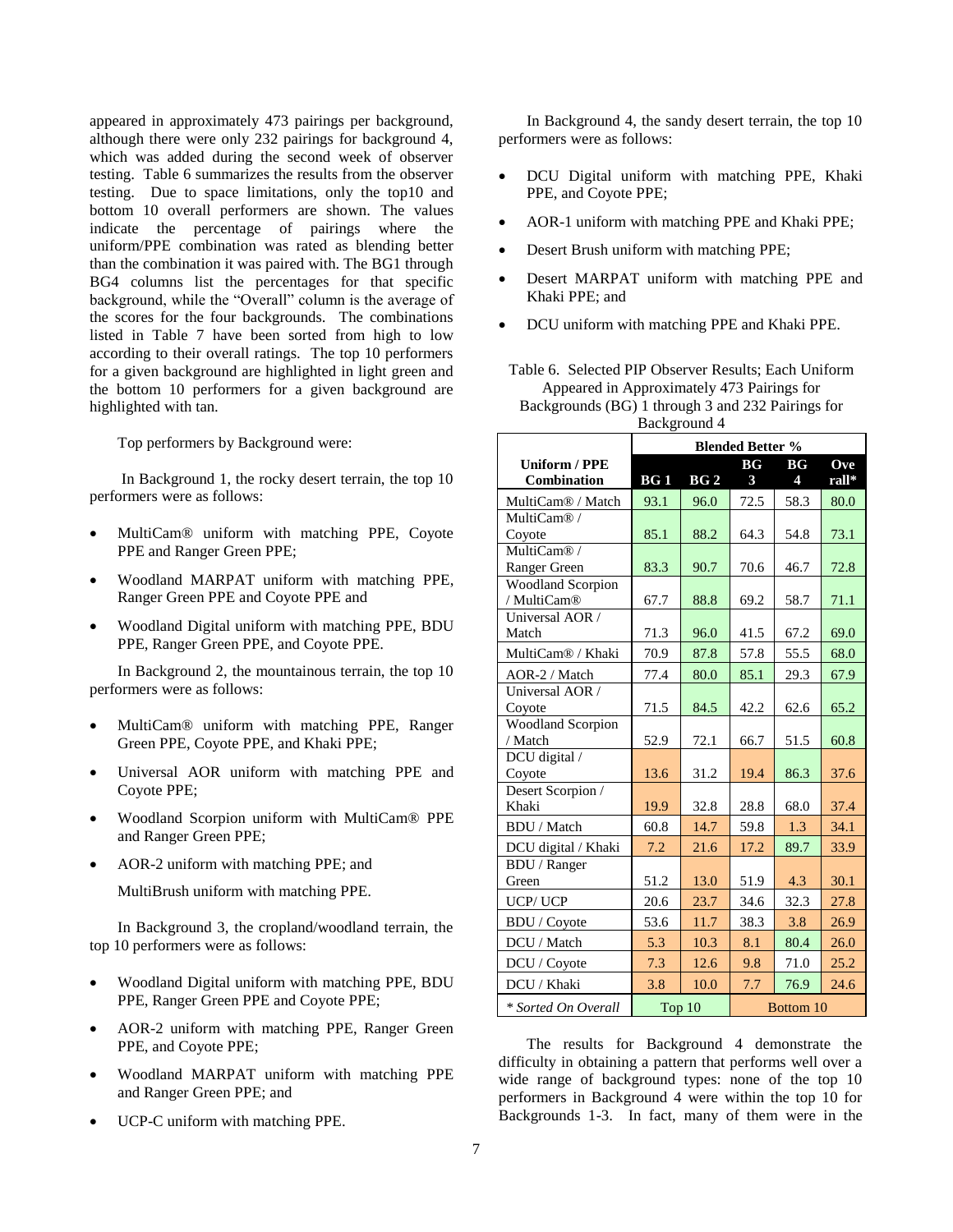appeared in approximately 473 pairings per background, although there were only 232 pairings for background 4, which was added during the second week of observer testing. Table 6 summarizes the results from the observer testing. Due to space limitations, only the top10 and bottom 10 overall performers are shown. The values indicate the percentage of pairings where the uniform/PPE combination was rated as blending better than the combination it was paired with. The BG1 through BG4 columns list the percentages for that specific background, while the "Overall" column is the average of the scores for the four backgrounds. The combinations listed in Table 7 have been sorted from high to low according to their overall ratings. The top 10 performers for a given background are highlighted in light green and the bottom 10 performers for a given background are highlighted with tan.

Top performers by Background were:

In Background 1, the rocky desert terrain, the top 10 performers were as follows:

- MultiCam® uniform with matching PPE, Coyote PPE and Ranger Green PPE;
- Woodland MARPAT uniform with matching PPE, Ranger Green PPE and Coyote PPE and
- Woodland Digital uniform with matching PPE, BDU PPE, Ranger Green PPE, and Coyote PPE.

In Background 2, the mountainous terrain, the top 10 performers were as follows:

- MultiCam® uniform with matching PPE, Ranger Green PPE, Coyote PPE, and Khaki PPE;
- Universal AOR uniform with matching PPE and Coyote PPE;
- Woodland Scorpion uniform with MultiCam® PPE and Ranger Green PPE;
- AOR-2 uniform with matching PPE; and

  MultiBrush uniform with matching PPE.

In Background 3, the cropland/woodland terrain, the top 10 performers were as follows:

- Woodland Digital uniform with matching PPE, BDU PPE, Ranger Green PPE and Coyote PPE;
- AOR-2 uniform with matching PPE, Ranger Green PPE, and Coyote PPE;
- Woodland MARPAT uniform with matching PPE and Ranger Green PPE; and
- UCP-C uniform with matching PPE.

In Background 4, the sandy desert terrain, the top 10 performers were as follows:

- DCU Digital uniform with matching PPE, Khaki PPE, and Coyote PPE;
- AOR-1 uniform with matching PPE and Khaki PPE;
- Desert Brush uniform with matching PPE;
- Desert MARPAT uniform with matching PPE and Khaki PPE; and
- DCU uniform with matching PPE and Khaki PPE.

Table 6. Selected PIP Observer Results; Each Uniform Appeared in Approximately 473 Pairings for Backgrounds (BG) 1 through 3 and 232 Pairings for Background 4

| Uniform / PPE Combination | Blended Better % | | | | |
|---|---|---|---|---|---|
| | BG 1 | BG 2 | BG 3 | BG 4 | Overall* |
| MultiCam® / Match | 93.1 | 96.0 | 72.5 | 58.3 | 80.0 |
| MultiCam® / Coyote | 85.1 | 88.2 | 64.3 | 54.8 | 73.1 |
| MultiCam® / Ranger Green | 83.3 | 90.7 | 70.6 | 46.7 | 72.8 |
| Woodland Scorpion / MultiCam® | 67.7 | 88.8 | 69.2 | 58.7 | 71.1 |
| Universal AOR / Match | 71.3 | 96.0 | 41.5 | 67.2 | 69.0 |
| MultiCam® / Khaki | 70.9 | 87.8 | 57.8 | 55.5 | 68.0 |
| AOR-2 / Match | 77.4 | 80.0 | 85.1 | 29.3 | 67.9 |
| Universal AOR / Coyote | 71.5 | 84.5 | 42.2 | 62.6 | 65.2 |
| Woodland Scorpion / Match | 52.9 | 72.1 | 66.7 | 51.5 | 60.8 |
| DCU digital / Coyote | 13.6 | 31.2 | 19.4 | 86.3 | 37.6 |
| Desert Scorpion / Khaki | 19.9 | 32.8 | 28.8 | 68.0 | 37.4 |
| BDU / Match | 60.8 | 14.7 | 59.8 | 1.3 | 34.1 |
| DCU digital / Khaki | 7.2 | 21.6 | 17.2 | 89.7 | 33.9 |
| BDU / Ranger Green | 51.2 | 13.0 | 51.9 | 4.3 | 30.1 |
| UCP/ UCP | 20.6 | 23.7 | 34.6 | 32.3 | 27.8 |
| BDU / Coyote | 53.6 | 11.7 | 38.3 | 3.8 | 26.9 |
| DCU / Match | 5.3 | 10.3 | 8.1 | 80.4 | 26.0 |
| DCU / Coyote | 7.3 | 12.6 | 9.8 | 71.0 | 25.2 |
| DCU / Khaki | 3.8 | 10.0 | 7.7 | 76.9 | 24.6 |
| *\* Sorted On Overall* | Top 10 | | Bottom 10 | | |

The results for Background 4 demonstrate the difficulty in obtaining a pattern that performs well over a wide range of background types: none of the top 10 performers in Background 4 were within the top 10 for Backgrounds 1-3. In fact, many of them were in the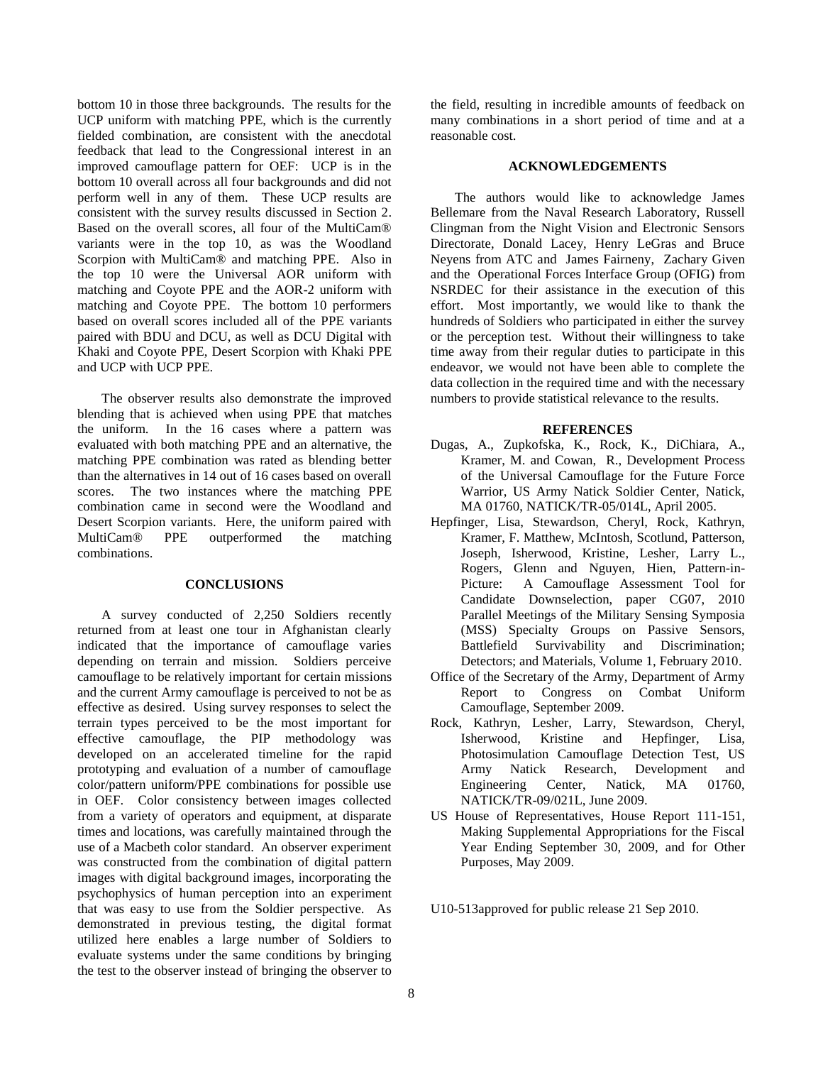bottom 10 in those three backgrounds. The results for the UCP uniform with matching PPE, which is the currently fielded combination, are consistent with the anecdotal feedback that lead to the Congressional interest in an improved camouflage pattern for OEF: UCP is in the bottom 10 overall across all four backgrounds and did not perform well in any of them. These UCP results are consistent with the survey results discussed in Section 2. Based on the overall scores, all four of the MultiCam® variants were in the top 10, as was the Woodland Scorpion with MultiCam® and matching PPE. Also in the top 10 were the Universal AOR uniform with matching and Coyote PPE and the AOR-2 uniform with matching and Coyote PPE. The bottom 10 performers based on overall scores included all of the PPE variants paired with BDU and DCU, as well as DCU Digital with Khaki and Coyote PPE, Desert Scorpion with Khaki PPE and UCP with UCP PPE.

The observer results also demonstrate the improved blending that is achieved when using PPE that matches the uniform. In the 16 cases where a pattern was evaluated with both matching PPE and an alternative, the matching PPE combination was rated as blending better than the alternatives in 14 out of 16 cases based on overall scores. The two instances where the matching PPE combination came in second were the Woodland and Desert Scorpion variants. Here, the uniform paired with MultiCam® PPE outperformed the matching combinations.

## CONCLUSIONS

A survey conducted of 2,250 Soldiers recently returned from at least one tour in Afghanistan clearly indicated that the importance of camouflage varies depending on terrain and mission. Soldiers perceive camouflage to be relatively important for certain missions and the current Army camouflage is perceived to not be as effective as desired. Using survey responses to select the terrain types perceived to be the most important for effective camouflage, the PIP methodology was developed on an accelerated timeline for the rapid prototyping and evaluation of a number of camouflage color/pattern uniform/PPE combinations for possible use in OEF. Color consistency between images collected from a variety of operators and equipment, at disparate times and locations, was carefully maintained through the use of a Macbeth color standard. An observer experiment was constructed from the combination of digital pattern images with digital background images, incorporating the psychophysics of human perception into an experiment that was easy to use from the Soldier perspective. As demonstrated in previous testing, the digital format utilized here enables a large number of Soldiers to evaluate systems under the same conditions by bringing the test to the observer instead of bringing the observer to the field, resulting in incredible amounts of feedback on many combinations in a short period of time and at a reasonable cost.

## ACKNOWLEDGEMENTS

The authors would like to acknowledge James Bellemare from the Naval Research Laboratory, Russell Clingman from the Night Vision and Electronic Sensors Directorate, Donald Lacey, Henry LeGras and Bruce Neyens from ATC and James Fairneny, Zachary Given and the Operational Forces Interface Group (OFIG) from NSRDEC for their assistance in the execution of this effort. Most importantly, we would like to thank the hundreds of Soldiers who participated in either the survey or the perception test. Without their willingness to take time away from their regular duties to participate in this endeavor, we would not have been able to complete the data collection in the required time and with the necessary numbers to provide statistical relevance to the results.

## REFERENCES

Dugas, A., Zupkofska, K., Rock, K., DiChiara, A., Kramer, M. and Cowan, R., Development Process of the Universal Camouflage for the Future Force Warrior, US Army Natick Soldier Center, Natick, MA 01760, NATICK/TR-05/014L, April 2005.

Hepfinger, Lisa, Stewardson, Cheryl, Rock, Kathryn, Kramer, F. Matthew, McIntosh, Scotlund, Patterson, Joseph, Isherwood, Kristine, Lesher, Larry L., Rogers, Glenn and Nguyen, Hien, Pattern-in-Picture: A Camouflage Assessment Tool for Candidate Downselection, paper CG07, 2010 Parallel Meetings of the Military Sensing Symposia (MSS) Specialty Groups on Passive Sensors, Battlefield Survivability and Discrimination; Detectors; and Materials, Volume 1, February 2010.

Office of the Secretary of the Army, Department of Army Report to Congress on Combat Uniform Camouflage, September 2009.

Rock, Kathryn, Lesher, Larry, Stewardson, Cheryl, Isherwood, Kristine and Hepfinger, Lisa, Photosimulation Camouflage Detection Test, US Army Natick Research, Development and Engineering Center, Natick, MA 01760, NATICK/TR-09/021L, June 2009.

US House of Representatives, House Report 111-151, Making Supplemental Appropriations for the Fiscal Year Ending September 30, 2009, and for Other Purposes, May 2009.

U10-513approved for public release 21 Sep 2010.